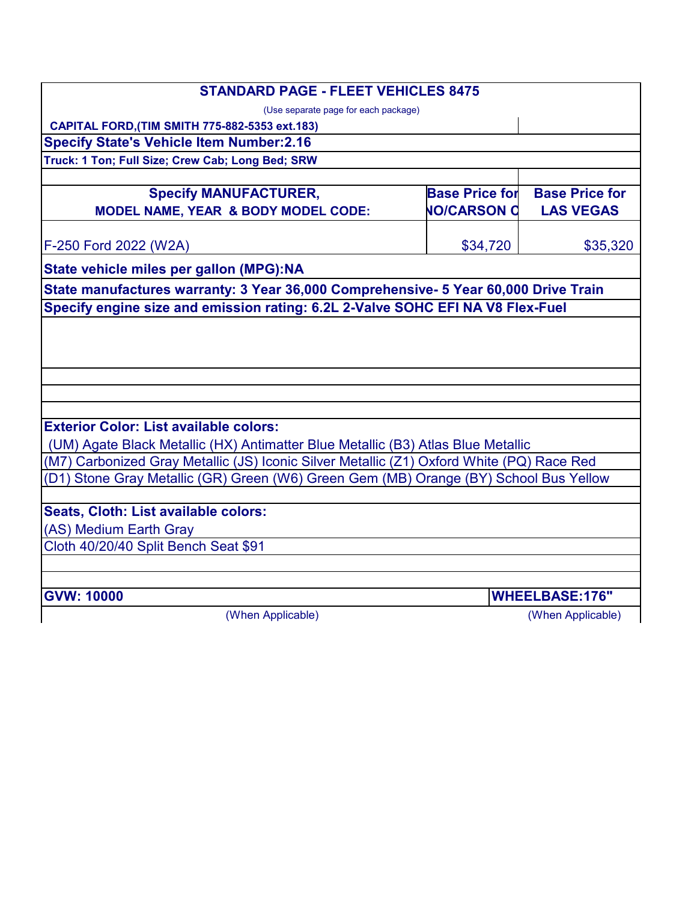## STANDARD PAGE - FLEET VEHICLES 8475

(Use separate page for each package)

**CAPITAL FORD,(TIM SMITH 775-882-5353 ext.183)**

**Specify State's Vehicle Item Number:2.16**

**Truck: 1 Ton; Full Size; Crew Cab; Long Bed; SRW**

| Specify MANUFACTURER, MODEL NAME, YEAR & BODY MODEL CODE: | Base Price for NO/CARSON C | Base Price for LAS VEGAS |
|---|---|---|
| F-250 Ford 2022 (W2A) | $34,720 | $35,320 |

**State vehicle miles per gallon (MPG):NA**

**State manufactures warranty: 3 Year 36,000 Comprehensive- 5 Year 60,000 Drive Train**

**Specify engine size and emission rating: 6.2L 2-Valve SOHC EFI NA V8 Flex-Fuel**

**Exterior Color: List available colors:**

(UM) Agate Black Metallic (HX) Antimatter Blue Metallic (B3) Atlas Blue Metallic
(M7) Carbonized Gray Metallic (JS) Iconic Silver Metallic (Z1) Oxford White (PQ) Race Red
(D1) Stone Gray Metallic (GR) Green (W6) Green Gem (MB) Orange (BY) School Bus Yellow

**Seats, Cloth: List available colors:**

(AS) Medium Earth Gray

Cloth 40/20/40 Split Bench Seat $91

| GVW: 10000 | WHEELBASE:176" |
|---|---|
| (When Applicable) | (When Applicable) |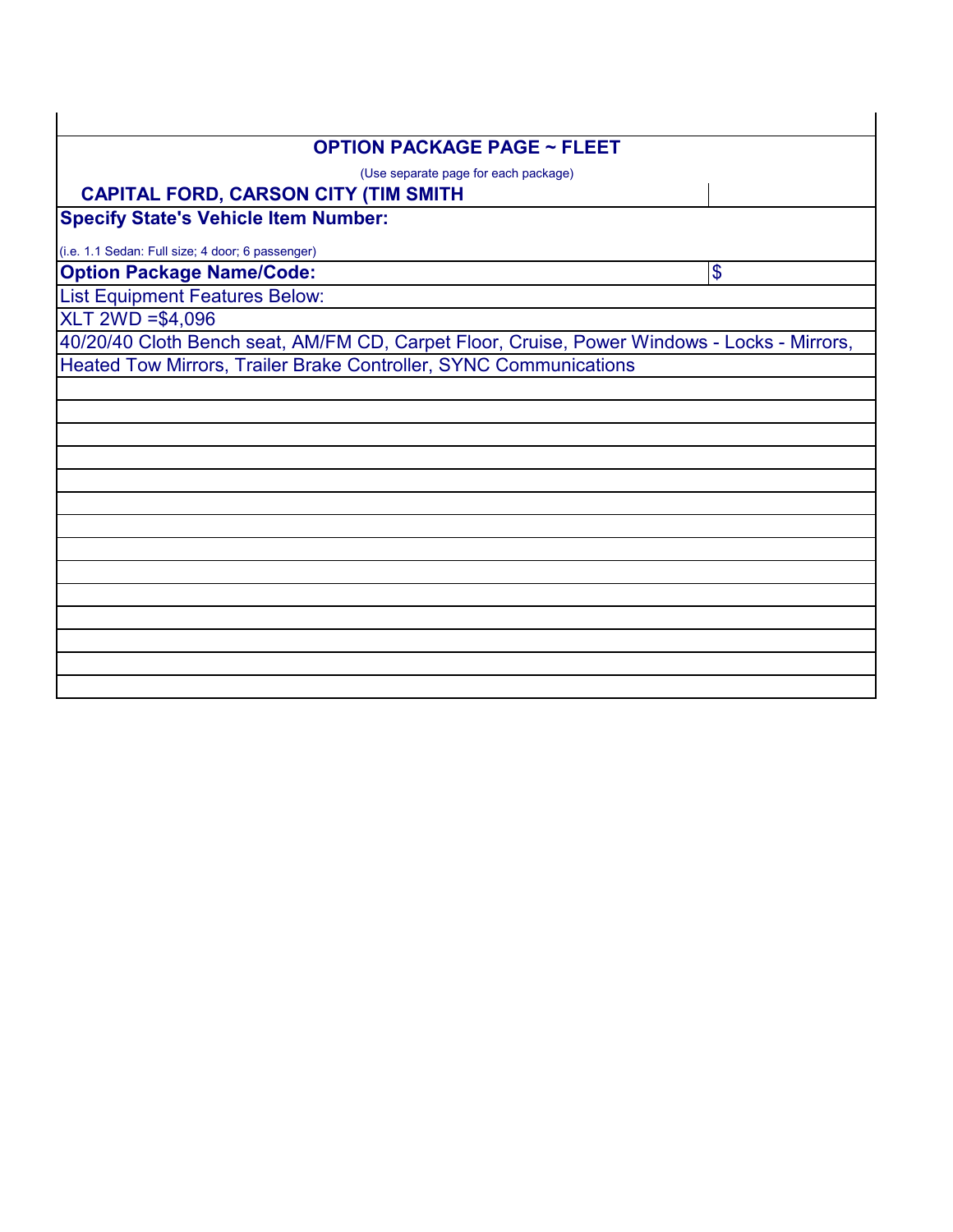## OPTION PACKAGE PAGE ~ FLEET

(Use separate page for each package)

**CAPITAL FORD, CARSON CITY (TIM SMITH**

**Specify State's Vehicle Item Number:**

(i.e. 1.1 Sedan: Full size; 4 door; 6 passenger)

| **Option Package Name/Code:** | $ |
|---|---|

List Equipment Features Below:

XLT 2WD =$4,096

40/20/40 Cloth Bench seat, AM/FM CD, Carpet Floor, Cruise, Power Windows - Locks - Mirrors, Heated Tow Mirrors, Trailer Brake Controller, SYNC Communications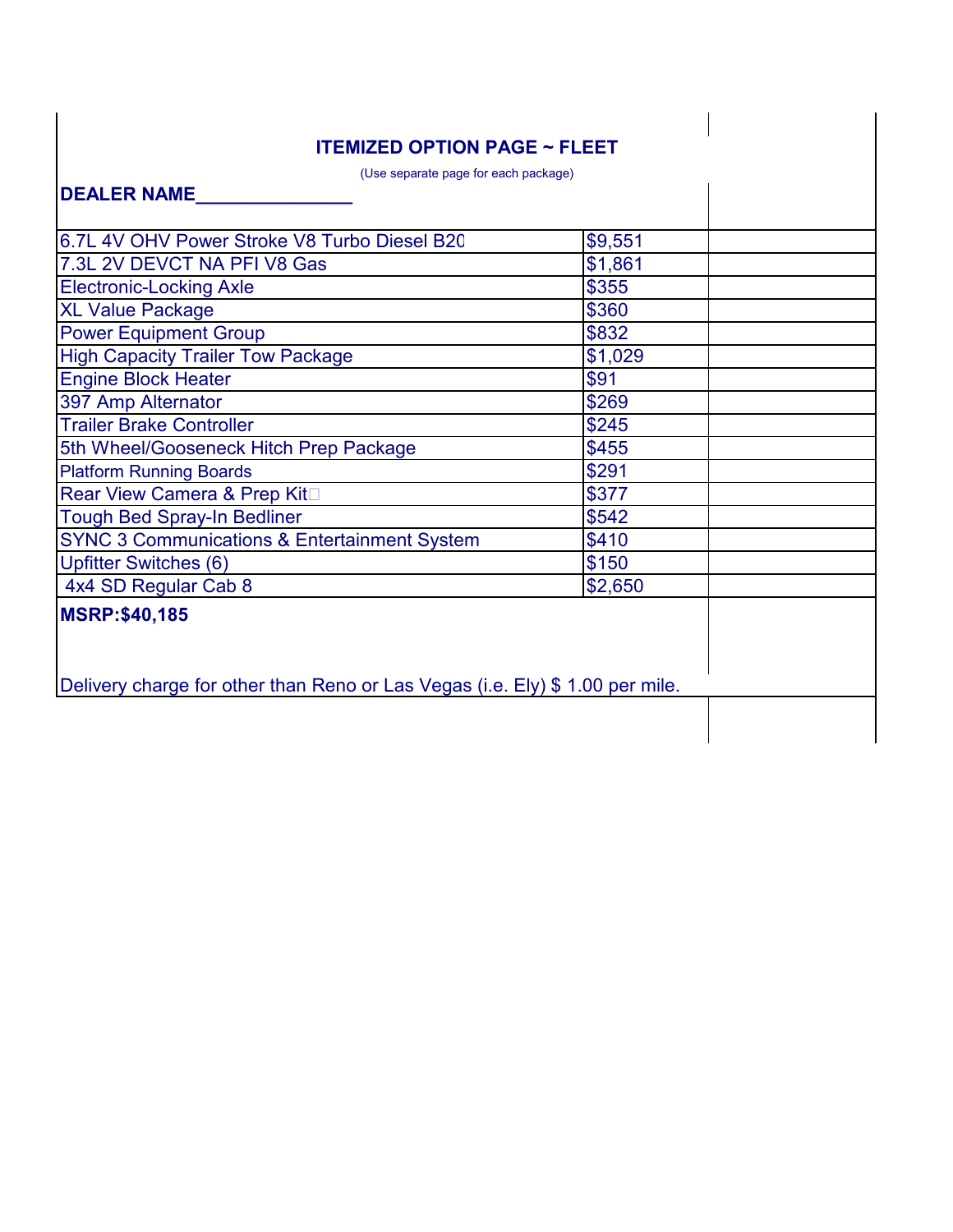## ITEMIZED OPTION PAGE ~ FLEET

(Use separate page for each package)

**DEALER NAME_______________**

| | | |
|---|---|---|
| 6.7L 4V OHV Power Stroke V8 Turbo Diesel B20 | $9,551 | |
| 7.3L 2V DEVCT NA PFI V8 Gas | $1,861 | |
| Electronic-Locking Axle | $355 | |
| XL Value Package | $360 | |
| Power Equipment Group | $832 | |
| High Capacity Trailer Tow Package | $1,029 | |
| Engine Block Heater | $91 | |
| 397 Amp Alternator | $269 | |
| Trailer Brake Controller | $245 | |
| 5th Wheel/Gooseneck Hitch Prep Package | $455 | |
| Platform Running Boards | $291 | |
| Rear View Camera & Prep Kit | $377 | |
| Tough Bed Spray-In Bedliner | $542 | |
| SYNC 3 Communications & Entertainment System | $410 | |
| Upfitter Switches (6) | $150 | |
| 4x4 SD Regular Cab 8 | $2,650 | |

**MSRP:$40,185**

Delivery charge for other than Reno or Las Vegas (i.e. Ely) $ 1.00 per mile.